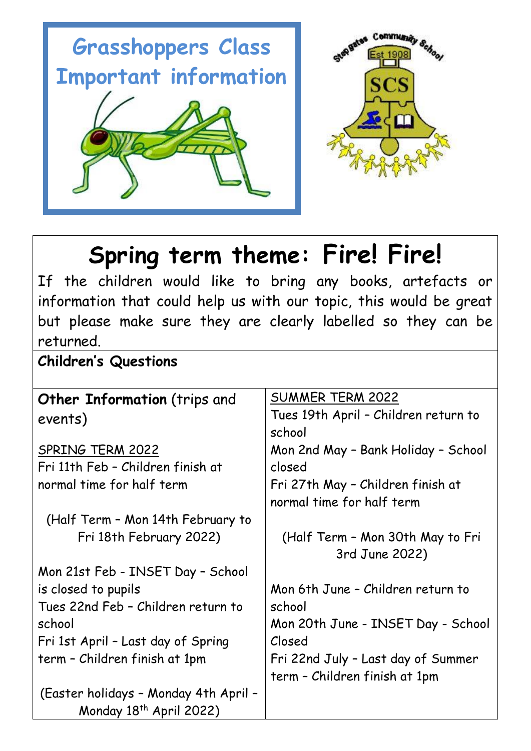# Grasshoppers Class Important information

Stepgates Community School
Est 1908
SCS

## Spring term theme: Fire! Fire!

If the children would like to bring any books, artefacts or information that could help us with our topic, this would be great but please make sure they are clearly labelled so they can be returned.

**Children's Questions**

**Other Information** (trips and events)

SPRING TERM 2022

Fri 11th Feb – Children finish at normal time for half term

(Half Term – Mon 14th February to Fri 18th February 2022)

Mon 21st Feb - INSET Day – School is closed to pupils

Tues 22nd Feb – Children return to school

Fri 1st April – Last day of Spring term – Children finish at 1pm

(Easter holidays – Monday 4th April – Monday 18th April 2022)

SUMMER TERM 2022

Tues 19th April – Children return to school

Mon 2nd May – Bank Holiday – School closed

Fri 27th May – Children finish at normal time for half term

(Half Term – Mon 30th May to Fri 3rd June 2022)

Mon 6th June – Children return to school

Mon 20th June - INSET Day - School Closed

Fri 22nd July – Last day of Summer term – Children finish at 1pm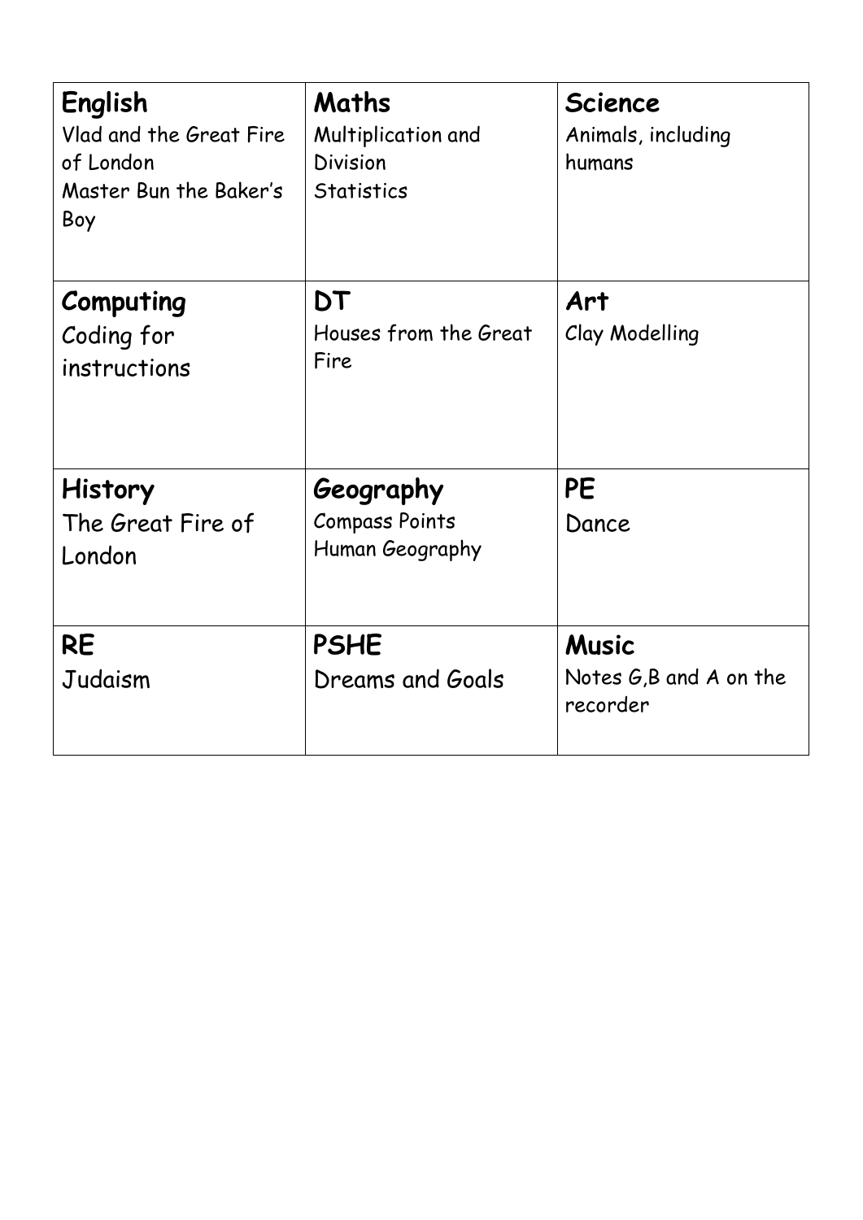| **English**<br>Vlad and the Great Fire of London<br>Master Bun the Baker's Boy | **Maths**<br>Multiplication and Division<br>Statistics | **Science**<br>Animals, including humans |
|---|---|---|
| **Computing**<br>Coding for instructions | **DT**<br>Houses from the Great Fire | **Art**<br>Clay Modelling |
| **History**<br>The Great Fire of London | **Geography**<br>Compass Points<br>Human Geography | **PE**<br>Dance |
| **RE**<br>Judaism | **PSHE**<br>Dreams and Goals | **Music**<br>Notes G,B and A on the recorder |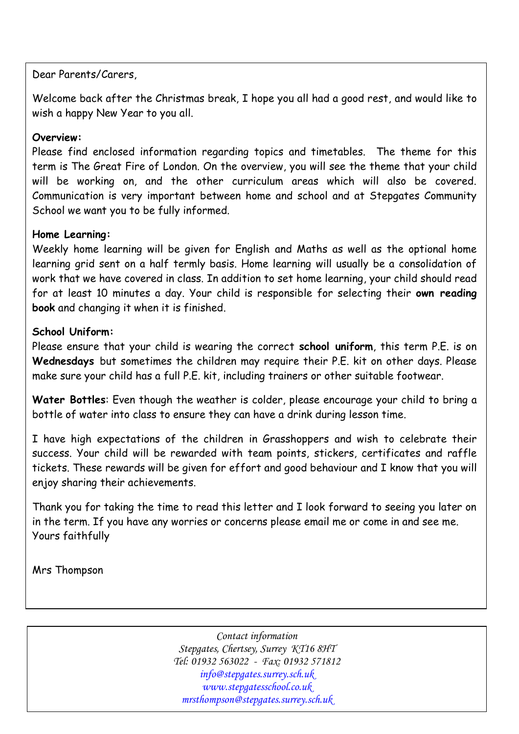Dear Parents/Carers,

Welcome back after the Christmas break, I hope you all had a good rest, and would like to wish a happy New Year to you all.

**Overview:**
Please find enclosed information regarding topics and timetables. The theme for this term is The Great Fire of London. On the overview, you will see the theme that your child will be working on, and the other curriculum areas which will also be covered. Communication is very important between home and school and at Stepgates Community School we want you to be fully informed.

**Home Learning:**
Weekly home learning will be given for English and Maths as well as the optional home learning grid sent on a half termly basis. Home learning will usually be a consolidation of work that we have covered in class. In addition to set home learning, your child should read for at least 10 minutes a day. Your child is responsible for selecting their **own reading book** and changing it when it is finished.

**School Uniform:**
Please ensure that your child is wearing the correct **school uniform**, this term P.E. is on **Wednesdays** but sometimes the children may require their P.E. kit on other days. Please make sure your child has a full P.E. kit, including trainers or other suitable footwear.

**Water Bottles**: Even though the weather is colder, please encourage your child to bring a bottle of water into class to ensure they can have a drink during lesson time.

I have high expectations of the children in Grasshoppers and wish to celebrate their success. Your child will be rewarded with team points, stickers, certificates and raffle tickets. These rewards will be given for effort and good behaviour and I know that you will enjoy sharing their achievements.

Thank you for taking the time to read this letter and I look forward to seeing you later on in the term. If you have any worries or concerns please email me or come in and see me.
Yours faithfully

Mrs Thompson

*Contact information*
*Stepgates, Chertsey, Surrey KT16 8HT*
*Tel: 01932 563022 - Fax: 01932 571812*
*info@stepgates.surrey.sch.uk*
*www.stepgatesschool.co.uk*
*mrsthompson@stepgates.surrey.sch.uk*